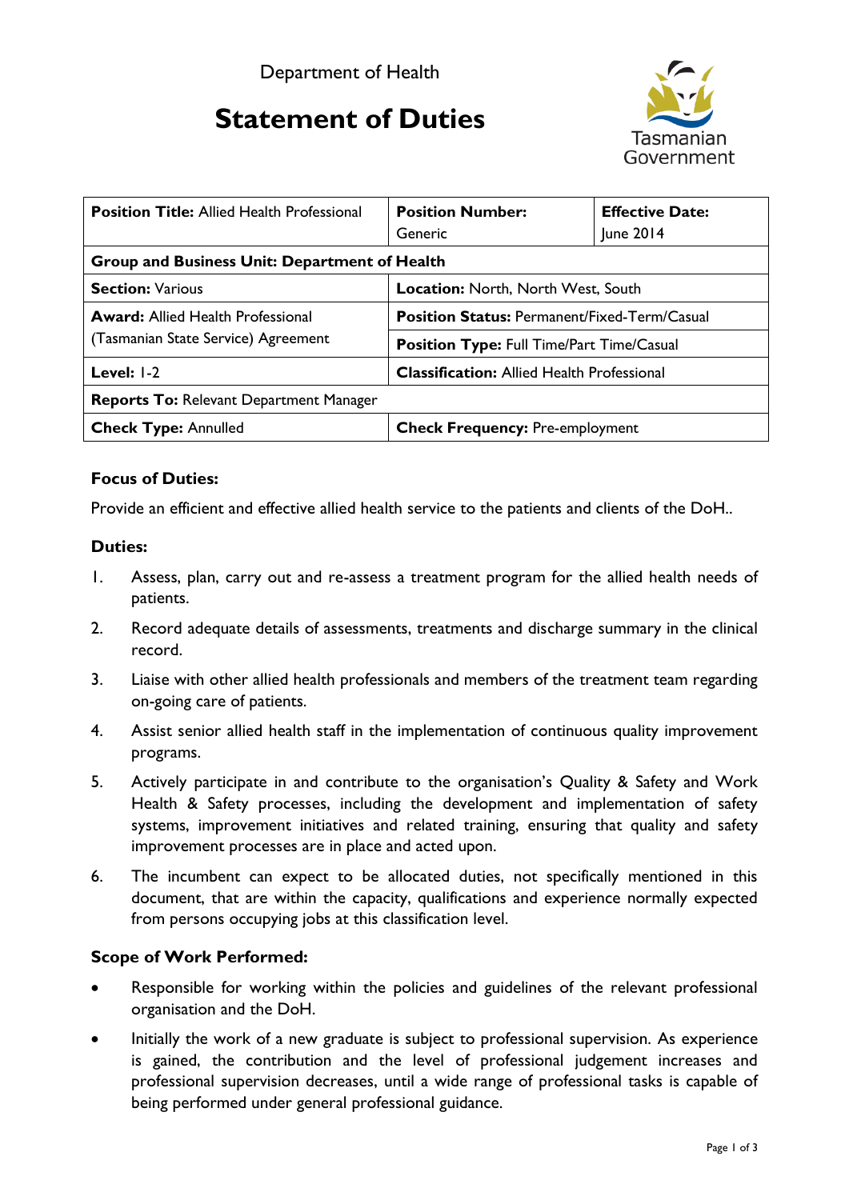Department of Health

# Statement of Duties

| **Position Title:** Allied Health Professional | **Position Number:** Generic | **Effective Date:** June 2014 |
|---|---|---|
| **Group and Business Unit: Department of Health** | | |
| **Section:** Various | **Location:** North, North West, South | |
| **Award:** Allied Health Professional (Tasmanian State Service) Agreement | **Position Status:** Permanent/Fixed-Term/Casual | |
| | **Position Type:** Full Time/Part Time/Casual | |
| **Level:** 1-2 | **Classification:** Allied Health Professional | |
| **Reports To:** Relevant Department Manager | | |
| **Check Type:** Annulled | **Check Frequency:** Pre-employment | |

### Focus of Duties:

Provide an efficient and effective allied health service to the patients and clients of the DoH..

### Duties:

1. Assess, plan, carry out and re-assess a treatment program for the allied health needs of patients.
2. Record adequate details of assessments, treatments and discharge summary in the clinical record.
3. Liaise with other allied health professionals and members of the treatment team regarding on-going care of patients.
4. Assist senior allied health staff in the implementation of continuous quality improvement programs.
5. Actively participate in and contribute to the organisation's Quality & Safety and Work Health & Safety processes, including the development and implementation of safety systems, improvement initiatives and related training, ensuring that quality and safety improvement processes are in place and acted upon.
6. The incumbent can expect to be allocated duties, not specifically mentioned in this document, that are within the capacity, qualifications and experience normally expected from persons occupying jobs at this classification level.

### Scope of Work Performed:

- Responsible for working within the policies and guidelines of the relevant professional organisation and the DoH.
- Initially the work of a new graduate is subject to professional supervision. As experience is gained, the contribution and the level of professional judgement increases and professional supervision decreases, until a wide range of professional tasks is capable of being performed under general professional guidance.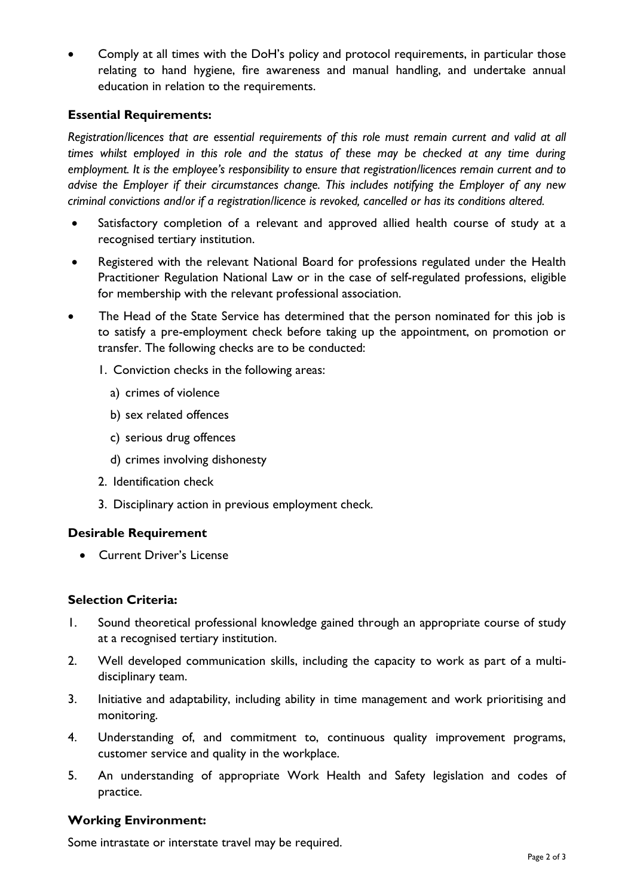- Comply at all times with the DoH's policy and protocol requirements, in particular those relating to hand hygiene, fire awareness and manual handling, and undertake annual education in relation to the requirements.

## Essential Requirements:

*Registration/licences that are essential requirements of this role must remain current and valid at all times whilst employed in this role and the status of these may be checked at any time during employment. It is the employee's responsibility to ensure that registration/licences remain current and to advise the Employer if their circumstances change. This includes notifying the Employer of any new criminal convictions and/or if a registration/licence is revoked, cancelled or has its conditions altered.*

- Satisfactory completion of a relevant and approved allied health course of study at a recognised tertiary institution.
- Registered with the relevant National Board for professions regulated under the Health Practitioner Regulation National Law or in the case of self-regulated professions, eligible for membership with the relevant professional association.
- The Head of the State Service has determined that the person nominated for this job is to satisfy a pre-employment check before taking up the appointment, on promotion or transfer. The following checks are to be conducted:
  1. Conviction checks in the following areas:
     a) crimes of violence
     b) sex related offences
     c) serious drug offences
     d) crimes involving dishonesty
  2. Identification check
  3. Disciplinary action in previous employment check.

## Desirable Requirement

- Current Driver's License

## Selection Criteria:

1. Sound theoretical professional knowledge gained through an appropriate course of study at a recognised tertiary institution.
2. Well developed communication skills, including the capacity to work as part of a multi-disciplinary team.
3. Initiative and adaptability, including ability in time management and work prioritising and monitoring.
4. Understanding of, and commitment to, continuous quality improvement programs, customer service and quality in the workplace.
5. An understanding of appropriate Work Health and Safety legislation and codes of practice.

## Working Environment:

Some intrastate or interstate travel may be required.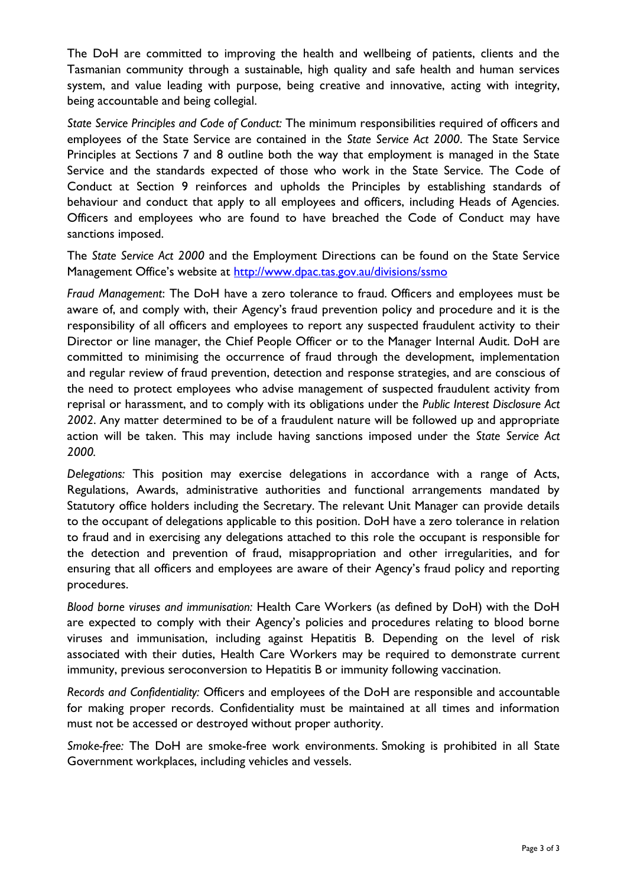The DoH are committed to improving the health and wellbeing of patients, clients and the Tasmanian community through a sustainable, high quality and safe health and human services system, and value leading with purpose, being creative and innovative, acting with integrity, being accountable and being collegial.

*State Service Principles and Code of Conduct:* The minimum responsibilities required of officers and employees of the State Service are contained in the *State Service Act 2000*. The State Service Principles at Sections 7 and 8 outline both the way that employment is managed in the State Service and the standards expected of those who work in the State Service. The Code of Conduct at Section 9 reinforces and upholds the Principles by establishing standards of behaviour and conduct that apply to all employees and officers, including Heads of Agencies. Officers and employees who are found to have breached the Code of Conduct may have sanctions imposed.

The *State Service Act 2000* and the Employment Directions can be found on the State Service Management Office's website at [http://www.dpac.tas.gov.au/divisions/ssmo](http://www.dpac.tas.gov.au/divisions/ssmo)

*Fraud Management*: The DoH have a zero tolerance to fraud. Officers and employees must be aware of, and comply with, their Agency's fraud prevention policy and procedure and it is the responsibility of all officers and employees to report any suspected fraudulent activity to their Director or line manager, the Chief People Officer or to the Manager Internal Audit. DoH are committed to minimising the occurrence of fraud through the development, implementation and regular review of fraud prevention, detection and response strategies, and are conscious of the need to protect employees who advise management of suspected fraudulent activity from reprisal or harassment, and to comply with its obligations under the *Public Interest Disclosure Act 2002*. Any matter determined to be of a fraudulent nature will be followed up and appropriate action will be taken. This may include having sanctions imposed under the *State Service Act 2000.*

*Delegations:* This position may exercise delegations in accordance with a range of Acts, Regulations, Awards, administrative authorities and functional arrangements mandated by Statutory office holders including the Secretary. The relevant Unit Manager can provide details to the occupant of delegations applicable to this position. DoH have a zero tolerance in relation to fraud and in exercising any delegations attached to this role the occupant is responsible for the detection and prevention of fraud, misappropriation and other irregularities, and for ensuring that all officers and employees are aware of their Agency's fraud policy and reporting procedures.

*Blood borne viruses and immunisation:* Health Care Workers (as defined by DoH) with the DoH are expected to comply with their Agency's policies and procedures relating to blood borne viruses and immunisation, including against Hepatitis B. Depending on the level of risk associated with their duties, Health Care Workers may be required to demonstrate current immunity, previous seroconversion to Hepatitis B or immunity following vaccination.

*Records and Confidentiality:* Officers and employees of the DoH are responsible and accountable for making proper records. Confidentiality must be maintained at all times and information must not be accessed or destroyed without proper authority.

*Smoke-free:* The DoH are smoke-free work environments. Smoking is prohibited in all State Government workplaces, including vehicles and vessels.